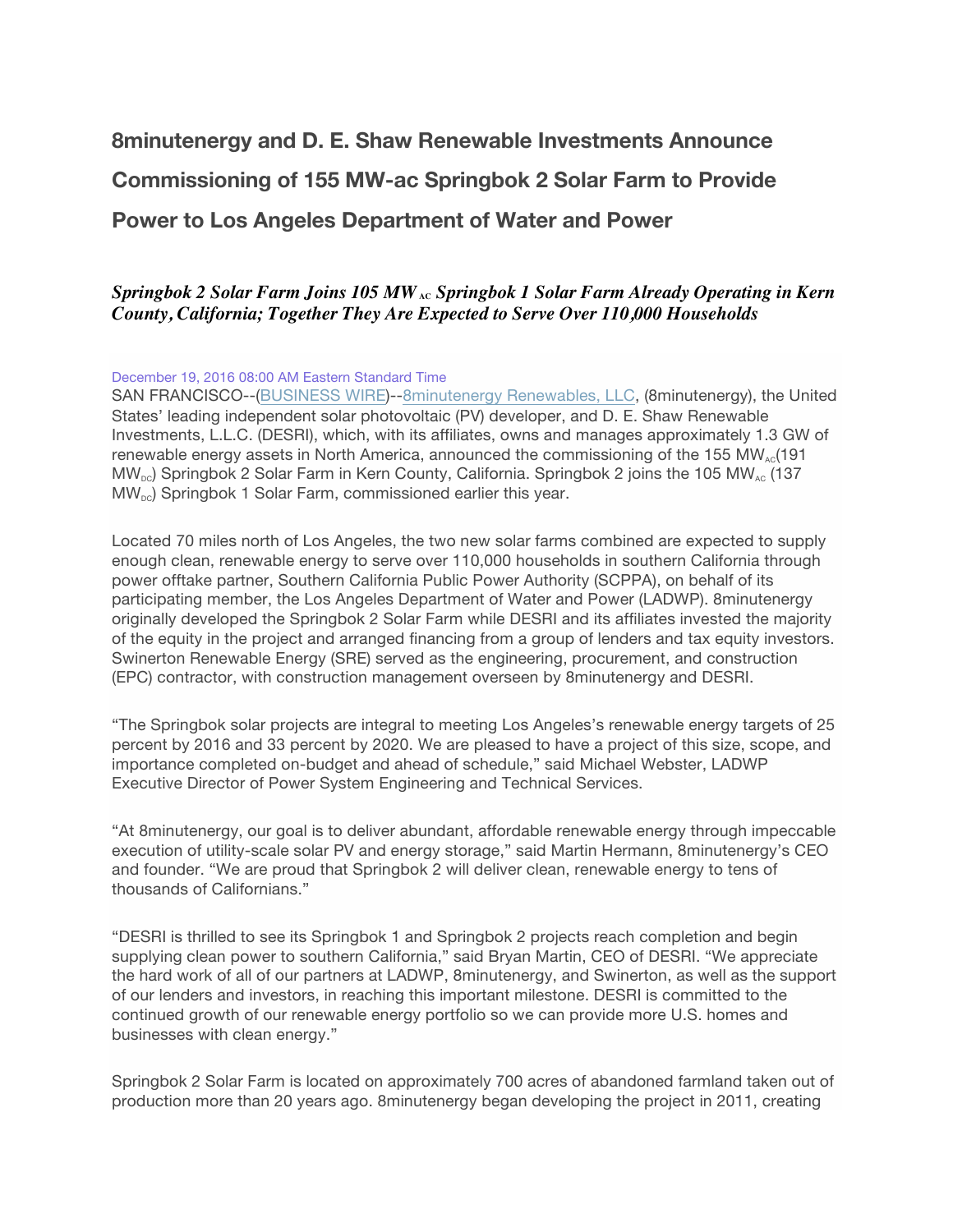# 8minutenergy and D. E. Shaw Renewable Investments Announce Commissioning of 155 MW-ac Springbok 2 Solar Farm to Provide Power to Los Angeles Department of Water and Power

### *Springbok 2 Solar Farm Joins 105 MW $_{AC}$ Springbok 1 Solar Farm Already Operating in Kern County, California; Together They Are Expected to Serve Over 110,000 Households*

December 19, 2016 08:00 AM Eastern Standard Time

SAN FRANCISCO--(BUSINESS WIRE)--8minutenergy Renewables, LLC, (8minutenergy), the United States' leading independent solar photovoltaic (PV) developer, and D. E. Shaw Renewable Investments, L.L.C. (DESRI), which, with its affiliates, owns and manages approximately 1.3 GW of renewable energy assets in North America, announced the commissioning of the 155 $MW_{AC}$(191 $MW_{DC}$) Springbok 2 Solar Farm in Kern County, California. Springbok 2 joins the 105 $MW_{AC}$ (137 $MW_{DC}$) Springbok 1 Solar Farm, commissioned earlier this year.

Located 70 miles north of Los Angeles, the two new solar farms combined are expected to supply enough clean, renewable energy to serve over 110,000 households in southern California through power offtake partner, Southern California Public Power Authority (SCPPA), on behalf of its participating member, the Los Angeles Department of Water and Power (LADWP). 8minutenergy originally developed the Springbok 2 Solar Farm while DESRI and its affiliates invested the majority of the equity in the project and arranged financing from a group of lenders and tax equity investors. Swinerton Renewable Energy (SRE) served as the engineering, procurement, and construction (EPC) contractor, with construction management overseen by 8minutenergy and DESRI.

"The Springbok solar projects are integral to meeting Los Angeles's renewable energy targets of 25 percent by 2016 and 33 percent by 2020. We are pleased to have a project of this size, scope, and importance completed on-budget and ahead of schedule," said Michael Webster, LADWP Executive Director of Power System Engineering and Technical Services.

"At 8minutenergy, our goal is to deliver abundant, affordable renewable energy through impeccable execution of utility-scale solar PV and energy storage," said Martin Hermann, 8minutenergy's CEO and founder. "We are proud that Springbok 2 will deliver clean, renewable energy to tens of thousands of Californians."

"DESRI is thrilled to see its Springbok 1 and Springbok 2 projects reach completion and begin supplying clean power to southern California," said Bryan Martin, CEO of DESRI. "We appreciate the hard work of all of our partners at LADWP, 8minutenergy, and Swinerton, as well as the support of our lenders and investors, in reaching this important milestone. DESRI is committed to the continued growth of our renewable energy portfolio so we can provide more U.S. homes and businesses with clean energy."

Springbok 2 Solar Farm is located on approximately 700 acres of abandoned farmland taken out of production more than 20 years ago. 8minutenergy began developing the project in 2011, creating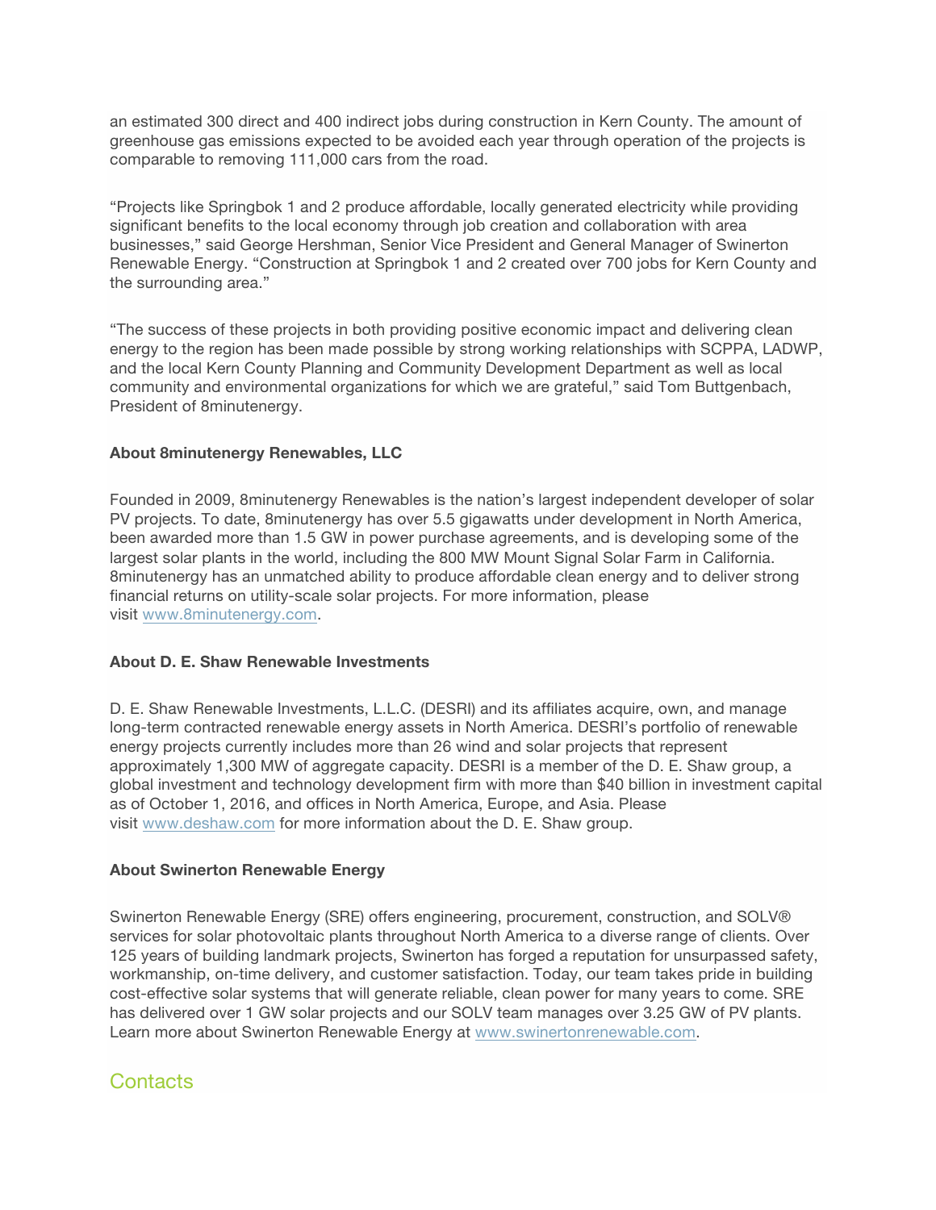an estimated 300 direct and 400 indirect jobs during construction in Kern County. The amount of greenhouse gas emissions expected to be avoided each year through operation of the projects is comparable to removing 111,000 cars from the road.

“Projects like Springbok 1 and 2 produce affordable, locally generated electricity while providing significant benefits to the local economy through job creation and collaboration with area businesses,” said George Hershman, Senior Vice President and General Manager of Swinerton Renewable Energy. “Construction at Springbok 1 and 2 created over 700 jobs for Kern County and the surrounding area.”

“The success of these projects in both providing positive economic impact and delivering clean energy to the region has been made possible by strong working relationships with SCPPA, LADWP, and the local Kern County Planning and Community Development Department as well as local community and environmental organizations for which we are grateful,” said Tom Buttgenbach, President of 8minutenergy.

**About 8minutenergy Renewables, LLC**

Founded in 2009, 8minutenergy Renewables is the nation’s largest independent developer of solar PV projects. To date, 8minutenergy has over 5.5 gigawatts under development in North America, been awarded more than 1.5 GW in power purchase agreements, and is developing some of the largest solar plants in the world, including the 800 MW Mount Signal Solar Farm in California. 8minutenergy has an unmatched ability to produce affordable clean energy and to deliver strong financial returns on utility-scale solar projects. For more information, please visit [www.8minutenergy.com](www.8minutenergy.com).

**About D. E. Shaw Renewable Investments**

D. E. Shaw Renewable Investments, L.L.C. (DESRI) and its affiliates acquire, own, and manage long-term contracted renewable energy assets in North America. DESRI’s portfolio of renewable energy projects currently includes more than 26 wind and solar projects that represent approximately 1,300 MW of aggregate capacity. DESRI is a member of the D. E. Shaw group, a global investment and technology development firm with more than $40 billion in investment capital as of October 1, 2016, and offices in North America, Europe, and Asia. Please visit [www.deshaw.com](www.deshaw.com) for more information about the D. E. Shaw group.

**About Swinerton Renewable Energy**

Swinerton Renewable Energy (SRE) offers engineering, procurement, construction, and SOLV® services for solar photovoltaic plants throughout North America to a diverse range of clients. Over 125 years of building landmark projects, Swinerton has forged a reputation for unsurpassed safety, workmanship, on-time delivery, and customer satisfaction. Today, our team takes pride in building cost-effective solar systems that will generate reliable, clean power for many years to come. SRE has delivered over 1 GW solar projects and our SOLV team manages over 3.25 GW of PV plants. Learn more about Swinerton Renewable Energy at [www.swinertonrenewable.com](www.swinertonrenewable.com).

## Contacts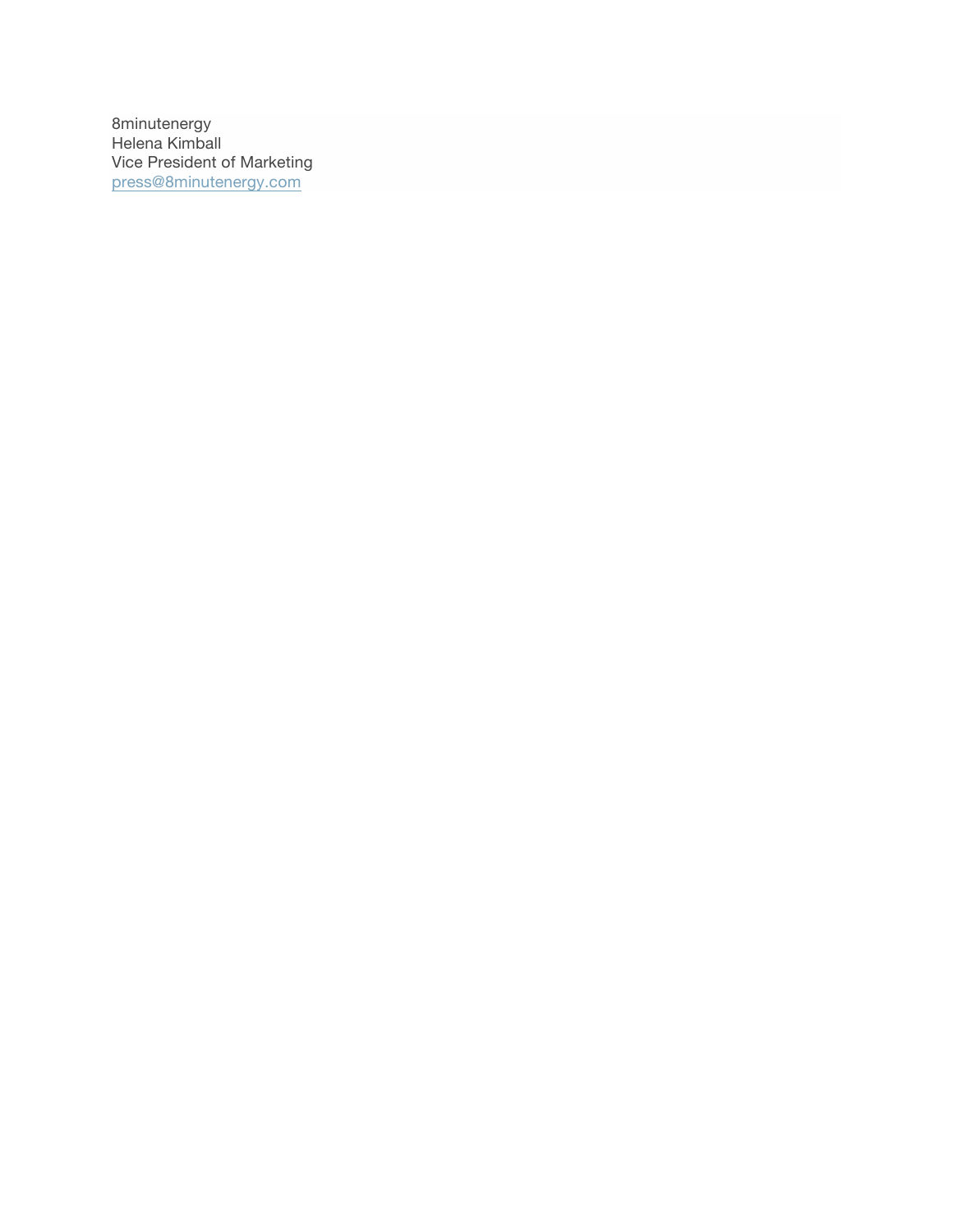8minutenergy
Helena Kimball
Vice President of Marketing
press@8minutenergy.com